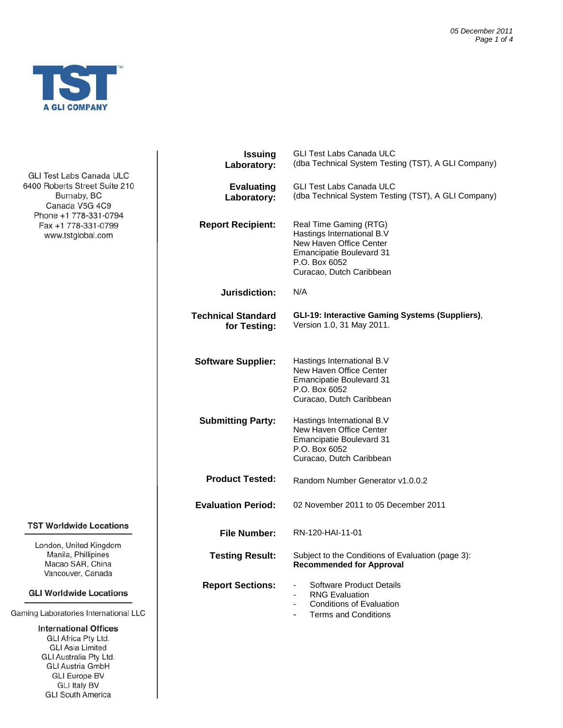05 December 2011

**TST**
A GLI COMPANY

GLI Test Labs Canada ULC
6400 Roberts Street Suite 210
Burnaby, BC
Canada V5G 4C9
Phone +1 778-331-0794
Fax +1 778-331-0799
www.tstglobal.com

| | |
|---|---|
| **Issuing Laboratory:** | GLI Test Labs Canada ULC (dba Technical System Testing (TST), A GLI Company) |
| **Evaluating Laboratory:** | GLI Test Labs Canada ULC (dba Technical System Testing (TST), A GLI Company) |
| **Report Recipient:** | Real Time Gaming (RTG)<br>Hastings International B.V<br>New Haven Office Center<br>Emancipatie Boulevard 31<br>P.O. Box 6052<br>Curacao, Dutch Caribbean |
| **Jurisdiction:** | N/A |
| **Technical Standard for Testing:** | **GLI-19: Interactive Gaming Systems (Suppliers)**, Version 1.0, 31 May 2011. |
| **Software Supplier:** | Hastings International B.V<br>New Haven Office Center<br>Emancipatie Boulevard 31<br>P.O. Box 6052<br>Curacao, Dutch Caribbean |
| **Submitting Party:** | Hastings International B.V<br>New Haven Office Center<br>Emancipatie Boulevard 31<br>P.O. Box 6052<br>Curacao, Dutch Caribbean |
| **Product Tested:** | Random Number Generator v1.0.0.2 |
| **Evaluation Period:** | 02 November 2011 to 05 December 2011 |
| **File Number:** | RN-120-HAI-11-01 |
| **Testing Result:** | Subject to the Conditions of Evaluation (page 3): **Recommended for Approval** |
| **Report Sections:** | - Software Product Details<br>- RNG Evaluation<br>- Conditions of Evaluation<br>- Terms and Conditions |

**TST Worldwide Locations**

London, United Kingdom
Manila, Phillipines
Macao SAR, China
Vancouver, Canada

**GLI Worldwide Locations**

Gaming Laboratories International LLC

**International Offices**
GLI Africa Pty Ltd.
GLI Asia Limited
GLI Australia Pty Ltd.
GLI Austria GmbH
GLI Europe BV
GLI Italy BV
GLI South America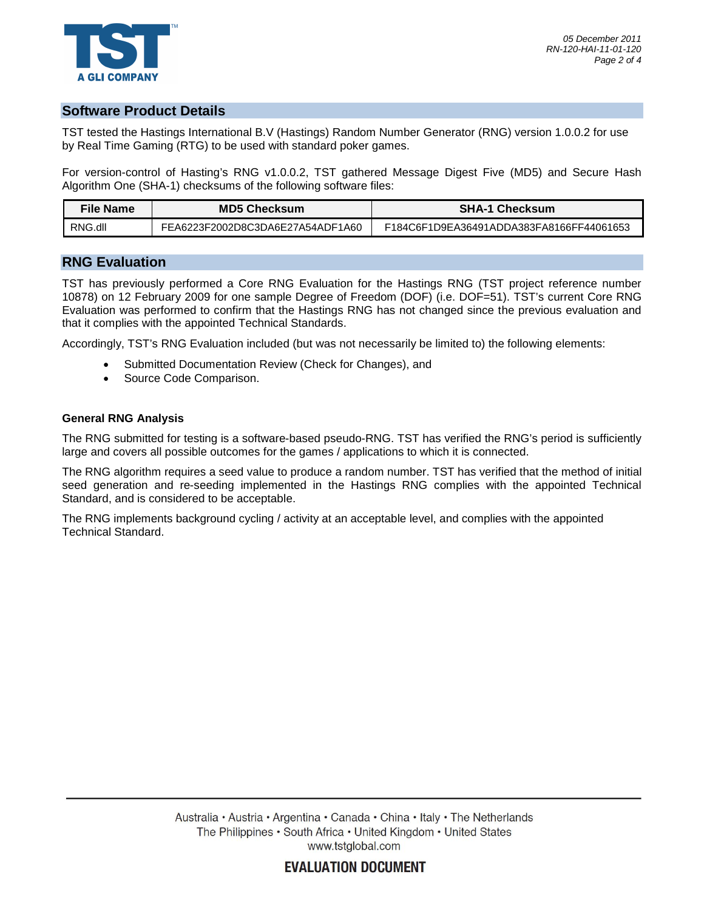## Software Product Details

TST tested the Hastings International B.V (Hastings) Random Number Generator (RNG) version 1.0.0.2 for use by Real Time Gaming (RTG) to be used with standard poker games.

For version-control of Hasting's RNG v1.0.0.2, TST gathered Message Digest Five (MD5) and Secure Hash Algorithm One (SHA-1) checksums of the following software files:

| File Name | MD5 Checksum | SHA-1 Checksum |
|---|---|---|
| RNG.dll | FEA6223F2002D8C3DA6E27A54ADF1A60 | F184C6F1D9EA36491ADDA383FA8166FF44061653 |

## RNG Evaluation

TST has previously performed a Core RNG Evaluation for the Hastings RNG (TST project reference number 10878) on 12 February 2009 for one sample Degree of Freedom (DOF) (i.e. DOF=51). TST's current Core RNG Evaluation was performed to confirm that the Hastings RNG has not changed since the previous evaluation and that it complies with the appointed Technical Standards.

Accordingly, TST's RNG Evaluation included (but was not necessarily be limited to) the following elements:

- Submitted Documentation Review (Check for Changes), and
- Source Code Comparison.

### General RNG Analysis

The RNG submitted for testing is a software-based pseudo-RNG. TST has verified the RNG's period is sufficiently large and covers all possible outcomes for the games / applications to which it is connected.

The RNG algorithm requires a seed value to produce a random number. TST has verified that the method of initial seed generation and re-seeding implemented in the Hastings RNG complies with the appointed Technical Standard, and is considered to be acceptable.

The RNG implements background cycling / activity at an acceptable level, and complies with the appointed Technical Standard.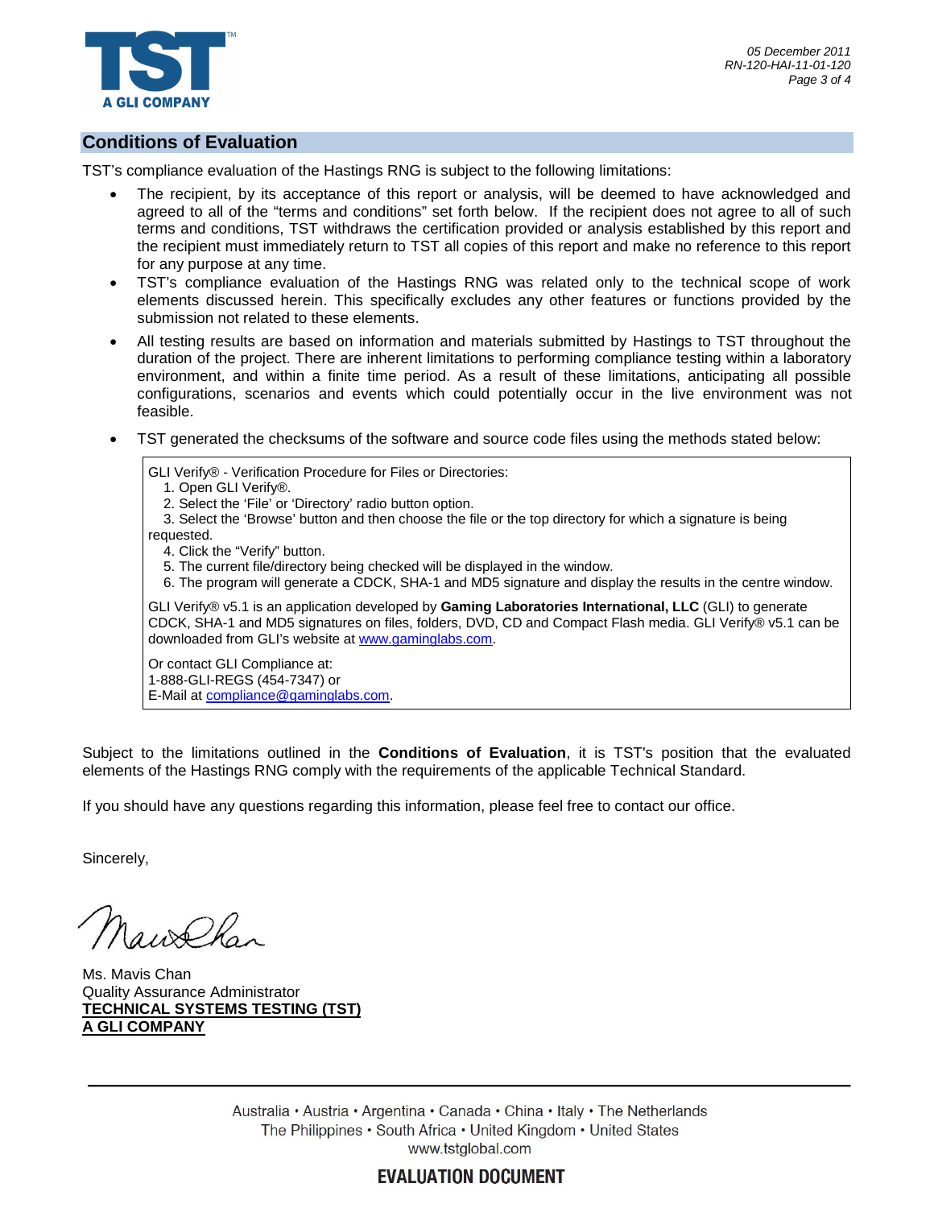## Conditions of Evaluation

TST's compliance evaluation of the Hastings RNG is subject to the following limitations:

- The recipient, by its acceptance of this report or analysis, will be deemed to have acknowledged and agreed to all of the "terms and conditions" set forth below. If the recipient does not agree to all of such terms and conditions, TST withdraws the certification provided or analysis established by this report and the recipient must immediately return to TST all copies of this report and make no reference to this report for any purpose at any time.
- TST's compliance evaluation of the Hastings RNG was related only to the technical scope of work elements discussed herein. This specifically excludes any other features or functions provided by the submission not related to these elements.
- All testing results are based on information and materials submitted by Hastings to TST throughout the duration of the project. There are inherent limitations to performing compliance testing within a laboratory environment, and within a finite time period. As a result of these limitations, anticipating all possible configurations, scenarios and events which could potentially occur in the live environment was not feasible.
- TST generated the checksums of the software and source code files using the methods stated below:

> GLI Verify® - Verification Procedure for Files or Directories:
>
> 1. Open GLI Verify®.
> 2. Select the 'File' or 'Directory' radio button option.
> 3. Select the 'Browse' button and then choose the file or the top directory for which a signature is being requested.
> 4. Click the "Verify" button.
> 5. The current file/directory being checked will be displayed in the window.
> 6. The program will generate a CDCK, SHA-1 and MD5 signature and display the results in the centre window.
>
> GLI Verify® v5.1 is an application developed by **Gaming Laboratories International, LLC** (GLI) to generate CDCK, SHA-1 and MD5 signatures on files, folders, DVD, CD and Compact Flash media. GLI Verify® v5.1 can be downloaded from GLI's website at www.gaminglabs.com.
>
> Or contact GLI Compliance at:
> 1-888-GLI-REGS (454-7347) or
> E-Mail at compliance@gaminglabs.com.

Subject to the limitations outlined in the **Conditions of Evaluation**, it is TST's position that the evaluated elements of the Hastings RNG comply with the requirements of the applicable Technical Standard.

If you should have any questions regarding this information, please feel free to contact our office.

Sincerely,

Ms. Mavis Chan
Quality Assurance Administrator
**TECHNICAL SYSTEMS TESTING (TST)**
**A GLI COMPANY**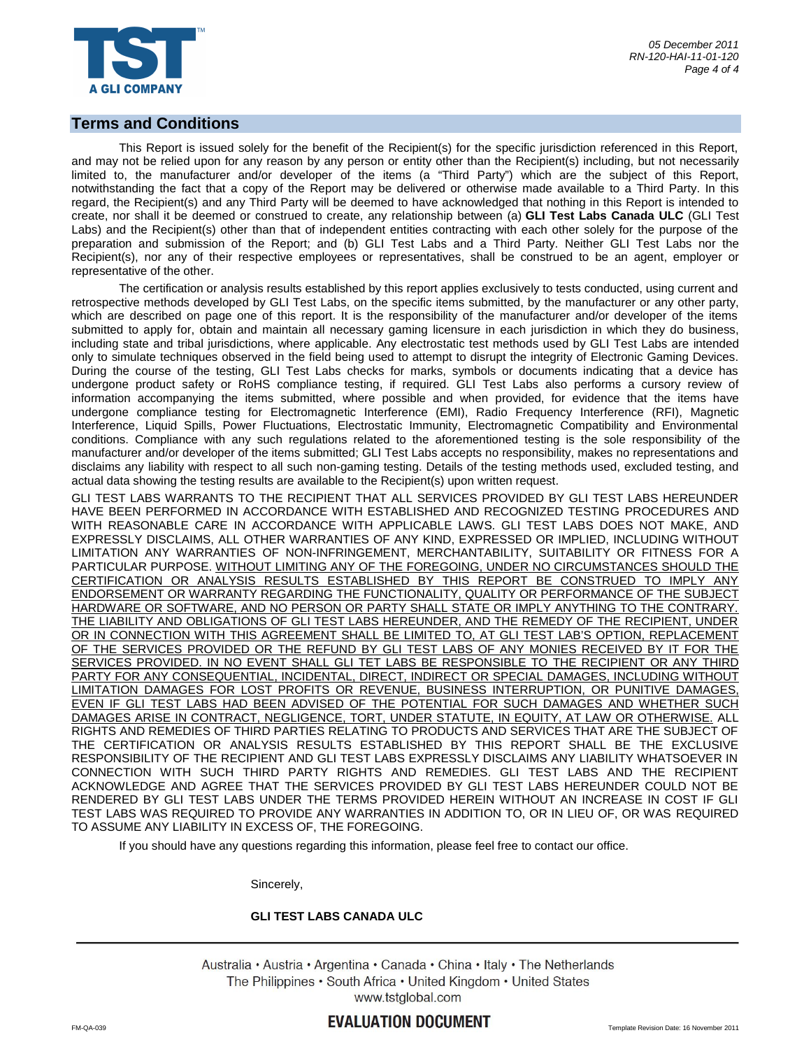## Terms and Conditions

This Report is issued solely for the benefit of the Recipient(s) for the specific jurisdiction referenced in this Report, and may not be relied upon for any reason by any person or entity other than the Recipient(s) including, but not necessarily limited to, the manufacturer and/or developer of the items (a "Third Party") which are the subject of this Report, notwithstanding the fact that a copy of the Report may be delivered or otherwise made available to a Third Party. In this regard, the Recipient(s) and any Third Party will be deemed to have acknowledged that nothing in this Report is intended to create, nor shall it be deemed or construed to create, any relationship between (a) **GLI Test Labs Canada ULC** (GLI Test Labs) and the Recipient(s) other than that of independent entities contracting with each other solely for the purpose of the preparation and submission of the Report; and (b) GLI Test Labs and a Third Party. Neither GLI Test Labs nor the Recipient(s), nor any of their respective employees or representatives, shall be construed to be an agent, employer or representative of the other.

The certification or analysis results established by this report applies exclusively to tests conducted, using current and retrospective methods developed by GLI Test Labs, on the specific items submitted, by the manufacturer or any other party, which are described on page one of this report. It is the responsibility of the manufacturer and/or developer of the items submitted to apply for, obtain and maintain all necessary gaming licensure in each jurisdiction in which they do business, including state and tribal jurisdictions, where applicable. Any electrostatic test methods used by GLI Test Labs are intended only to simulate techniques observed in the field being used to attempt to disrupt the integrity of Electronic Gaming Devices. During the course of the testing, GLI Test Labs checks for marks, symbols or documents indicating that a device has undergone product safety or RoHS compliance testing, if required. GLI Test Labs also performs a cursory review of information accompanying the items submitted, where possible and when provided, for evidence that the items have undergone compliance testing for Electromagnetic Interference (EMI), Radio Frequency Interference (RFI), Magnetic Interference, Liquid Spills, Power Fluctuations, Electrostatic Immunity, Electromagnetic Compatibility and Environmental conditions. Compliance with any such regulations related to the aforementioned testing is the sole responsibility of the manufacturer and/or developer of the items submitted; GLI Test Labs accepts no responsibility, makes no representations and disclaims any liability with respect to all such non-gaming testing. Details of the testing methods used, excluded testing, and actual data showing the testing results are available to the Recipient(s) upon written request.

GLI TEST LABS WARRANTS TO THE RECIPIENT THAT ALL SERVICES PROVIDED BY GLI TEST LABS HEREUNDER HAVE BEEN PERFORMED IN ACCORDANCE WITH ESTABLISHED AND RECOGNIZED TESTING PROCEDURES AND WITH REASONABLE CARE IN ACCORDANCE WITH APPLICABLE LAWS. GLI TEST LABS DOES NOT MAKE, AND EXPRESSLY DISCLAIMS, ALL OTHER WARRANTIES OF ANY KIND, EXPRESSED OR IMPLIED, INCLUDING WITHOUT LIMITATION ANY WARRANTIES OF NON-INFRINGEMENT, MERCHANTABILITY, SUITABILITY OR FITNESS FOR A PARTICULAR PURPOSE. <u>WITHOUT LIMITING ANY OF THE FOREGOING, UNDER NO CIRCUMSTANCES SHOULD THE CERTIFICATION OR ANALYSIS RESULTS ESTABLISHED BY THIS REPORT BE CONSTRUED TO IMPLY ANY ENDORSEMENT OR WARRANTY REGARDING THE FUNCTIONALITY, QUALITY OR PERFORMANCE OF THE SUBJECT HARDWARE OR SOFTWARE, AND NO PERSON OR PARTY SHALL STATE OR IMPLY ANYTHING TO THE CONTRARY. THE LIABILITY AND OBLIGATIONS OF GLI TEST LABS HEREUNDER, AND THE REMEDY OF THE RECIPIENT, UNDER OR IN CONNECTION WITH THIS AGREEMENT SHALL BE LIMITED TO, AT GLI TEST LAB'S OPTION, REPLACEMENT OF THE SERVICES PROVIDED OR THE REFUND BY GLI TEST LABS OF ANY MONIES RECEIVED BY IT FOR THE SERVICES PROVIDED. IN NO EVENT SHALL GLI TET LABS BE RESPONSIBLE TO THE RECIPIENT OR ANY THIRD PARTY FOR ANY CONSEQUENTIAL, INCIDENTAL, DIRECT, INDIRECT OR SPECIAL DAMAGES, INCLUDING WITHOUT LIMITATION DAMAGES FOR LOST PROFITS OR REVENUE, BUSINESS INTERRUPTION, OR PUNITIVE DAMAGES, EVEN IF GLI TEST LABS HAD BEEN ADVISED OF THE POTENTIAL FOR SUCH DAMAGES AND WHETHER SUCH DAMAGES ARISE IN CONTRACT, NEGLIGENCE, TORT, UNDER STATUTE, IN EQUITY, AT LAW OR OTHERWISE.</u> ALL RIGHTS AND REMEDIES OF THIRD PARTIES RELATING TO PRODUCTS AND SERVICES THAT ARE THE SUBJECT OF THE CERTIFICATION OR ANALYSIS RESULTS ESTABLISHED BY THIS REPORT SHALL BE THE EXCLUSIVE RESPONSIBILITY OF THE RECIPIENT AND GLI TEST LABS EXPRESSLY DISCLAIMS ANY LIABILITY WHATSOEVER IN CONNECTION WITH SUCH THIRD PARTY RIGHTS AND REMEDIES. GLI TEST LABS AND THE RECIPIENT ACKNOWLEDGE AND AGREE THAT THE SERVICES PROVIDED BY GLI TEST LABS HEREUNDER COULD NOT BE RENDERED BY GLI TEST LABS UNDER THE TERMS PROVIDED HEREIN WITHOUT AN INCREASE IN COST IF GLI TEST LABS WAS REQUIRED TO PROVIDE ANY WARRANTIES IN ADDITION TO, OR IN LIEU OF, OR WAS REQUIRED TO ASSUME ANY LIABILITY IN EXCESS OF, THE FOREGOING.

If you should have any questions regarding this information, please feel free to contact our office.

Sincerely,

**GLI TEST LABS CANADA ULC**